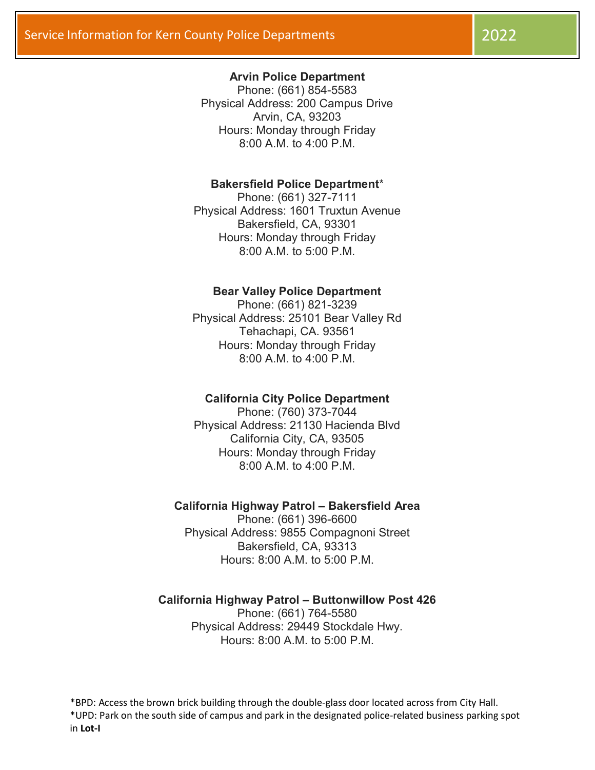# Service Information for Kern County Police Departments 2022

**Arvin Police Department**
Phone: (661) 854-5583
Physical Address: 200 Campus Drive
Arvin, CA, 93203
Hours: Monday through Friday
8:00 A.M. to 4:00 P.M.

**Bakersfield Police Department***
Phone: (661) 327-7111
Physical Address: 1601 Truxtun Avenue
Bakersfield, CA, 93301
Hours: Monday through Friday
8:00 A.M. to 5:00 P.M.

**Bear Valley Police Department**
Phone: (661) 821-3239
Physical Address: 25101 Bear Valley Rd
Tehachapi, CA. 93561
Hours: Monday through Friday
8:00 A.M. to 4:00 P.M.

**California City Police Department**
Phone: (760) 373-7044
Physical Address: 21130 Hacienda Blvd
California City, CA, 93505
Hours: Monday through Friday
8:00 A.M. to 4:00 P.M.

**California Highway Patrol – Bakersfield Area**
Phone: (661) 396-6600
Physical Address: 9855 Compagnoni Street
Bakersfield, CA, 93313
Hours: 8:00 A.M. to 5:00 P.M.

**California Highway Patrol – Buttonwillow Post 426**
Phone: (661) 764-5580
Physical Address: 29449 Stockdale Hwy.
Hours: 8:00 A.M. to 5:00 P.M.

*BPD: Access the brown brick building through the double-glass door located across from City Hall.
*UPD: Park on the south side of campus and park in the designated police-related business parking spot in **Lot-I**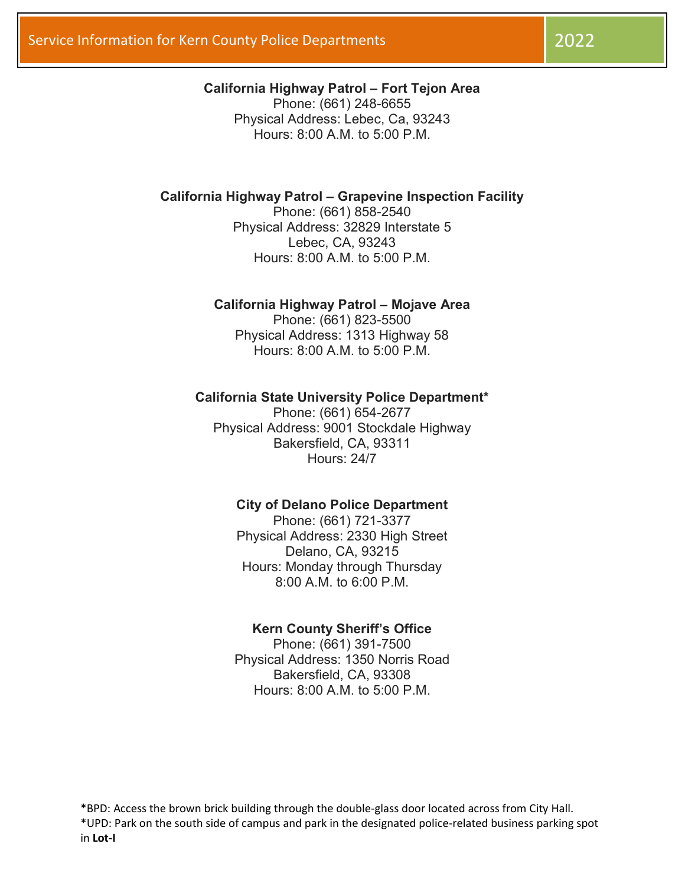# Service Information for Kern County Police Departments 2022

**California Highway Patrol – Fort Tejon Area**
Phone: (661) 248-6655
Physical Address: Lebec, Ca, 93243
Hours: 8:00 A.M. to 5:00 P.M.

**California Highway Patrol – Grapevine Inspection Facility**
Phone: (661) 858-2540
Physical Address: 32829 Interstate 5
Lebec, CA, 93243
Hours: 8:00 A.M. to 5:00 P.M.

**California Highway Patrol – Mojave Area**
Phone: (661) 823-5500
Physical Address: 1313 Highway 58
Hours: 8:00 A.M. to 5:00 P.M.

**California State University Police Department***
Phone: (661) 654-2677
Physical Address: 9001 Stockdale Highway
Bakersfield, CA, 93311
Hours: 24/7

**City of Delano Police Department**
Phone: (661) 721-3377
Physical Address: 2330 High Street
Delano, CA, 93215
Hours: Monday through Thursday
8:00 A.M. to 6:00 P.M.

**Kern County Sheriff's Office**
Phone: (661) 391-7500
Physical Address: 1350 Norris Road
Bakersfield, CA, 93308
Hours: 8:00 A.M. to 5:00 P.M.

*BPD: Access the brown brick building through the double-glass door located across from City Hall.
*UPD: Park on the south side of campus and park in the designated police-related business parking spot in **Lot-I**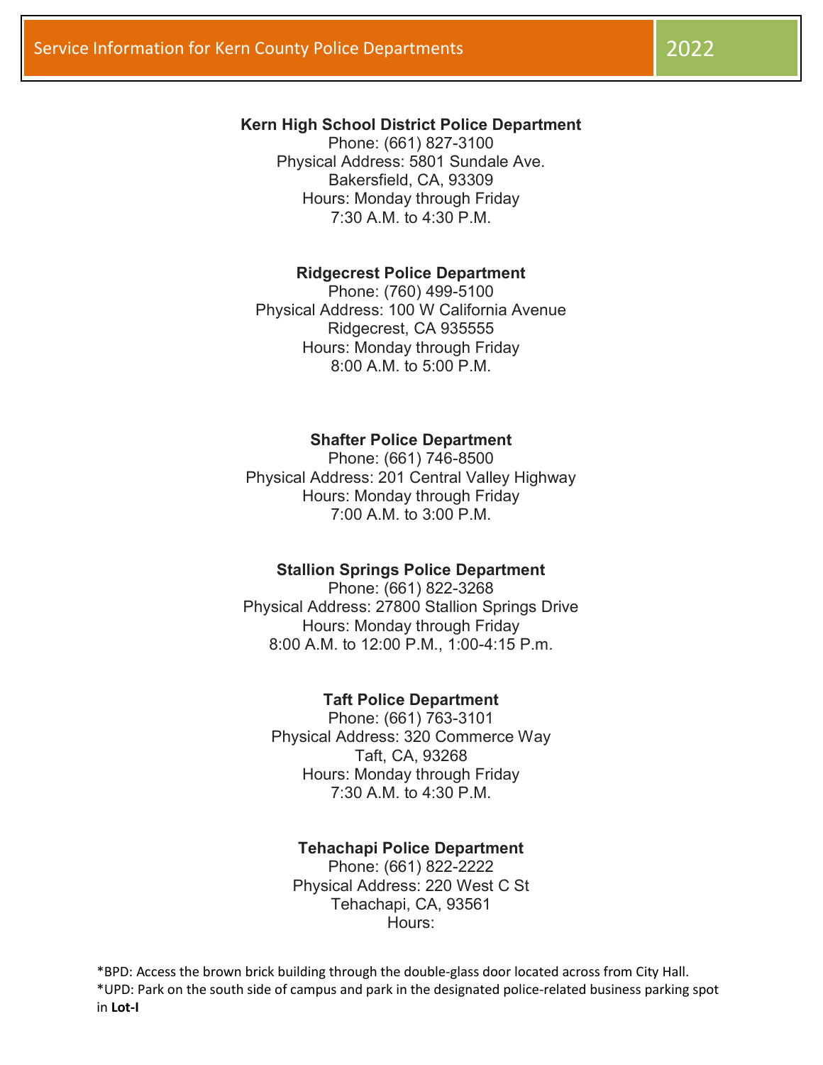Service Information for Kern County Police Departments 2022

**Kern High School District Police Department**
Phone: (661) 827-3100
Physical Address: 5801 Sundale Ave.
Bakersfield, CA, 93309
Hours: Monday through Friday
7:30 A.M. to 4:30 P.M.

**Ridgecrest Police Department**
Phone: (760) 499-5100
Physical Address: 100 W California Avenue
Ridgecrest, CA 935555
Hours: Monday through Friday
8:00 A.M. to 5:00 P.M.

**Shafter Police Department**
Phone: (661) 746-8500
Physical Address: 201 Central Valley Highway
Hours: Monday through Friday
7:00 A.M. to 3:00 P.M.

**Stallion Springs Police Department**
Phone: (661) 822-3268
Physical Address: 27800 Stallion Springs Drive
Hours: Monday through Friday
8:00 A.M. to 12:00 P.M., 1:00-4:15 P.m.

**Taft Police Department**
Phone: (661) 763-3101
Physical Address: 320 Commerce Way
Taft, CA, 93268
Hours: Monday through Friday
7:30 A.M. to 4:30 P.M.

**Tehachapi Police Department**
Phone: (661) 822-2222
Physical Address: 220 West C St
Tehachapi, CA, 93561
Hours:

*BPD: Access the brown brick building through the double-glass door located across from City Hall.
*UPD: Park on the south side of campus and park in the designated police-related business parking spot in **Lot-I**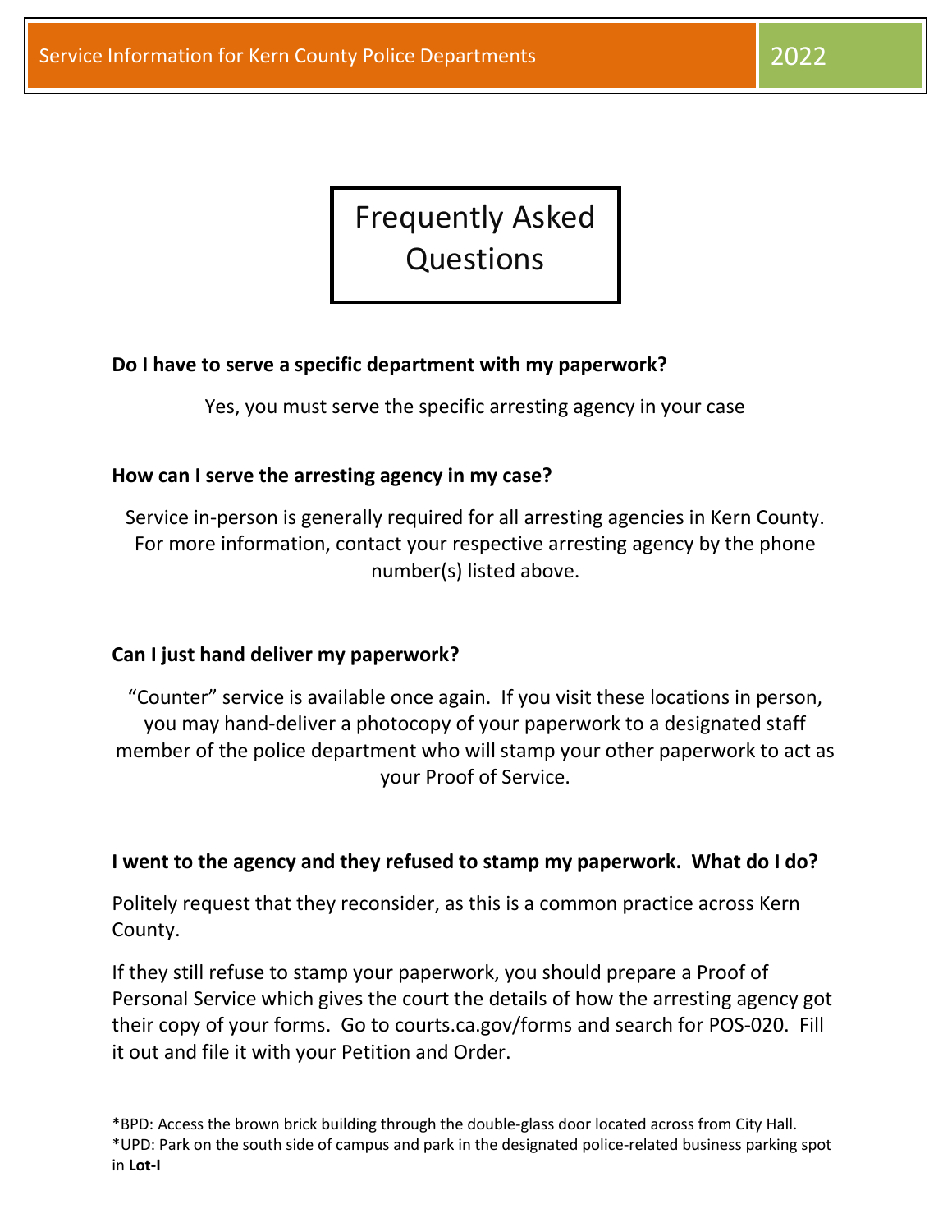# Frequently Asked Questions

**Do I have to serve a specific department with my paperwork?**

Yes, you must serve the specific arresting agency in your case

**How can I serve the arresting agency in my case?**

Service in-person is generally required for all arresting agencies in Kern County. For more information, contact your respective arresting agency by the phone number(s) listed above.

**Can I just hand deliver my paperwork?**

"Counter" service is available once again. If you visit these locations in person, you may hand-deliver a photocopy of your paperwork to a designated staff member of the police department who will stamp your other paperwork to act as your Proof of Service.

**I went to the agency and they refused to stamp my paperwork. What do I do?**

Politely request that they reconsider, as this is a common practice across Kern County.

If they still refuse to stamp your paperwork, you should prepare a Proof of Personal Service which gives the court the details of how the arresting agency got their copy of your forms. Go to courts.ca.gov/forms and search for POS-020. Fill it out and file it with your Petition and Order.

*BPD: Access the brown brick building through the double-glass door located across from City Hall.
*UPD: Park on the south side of campus and park in the designated police-related business parking spot in **Lot-I**